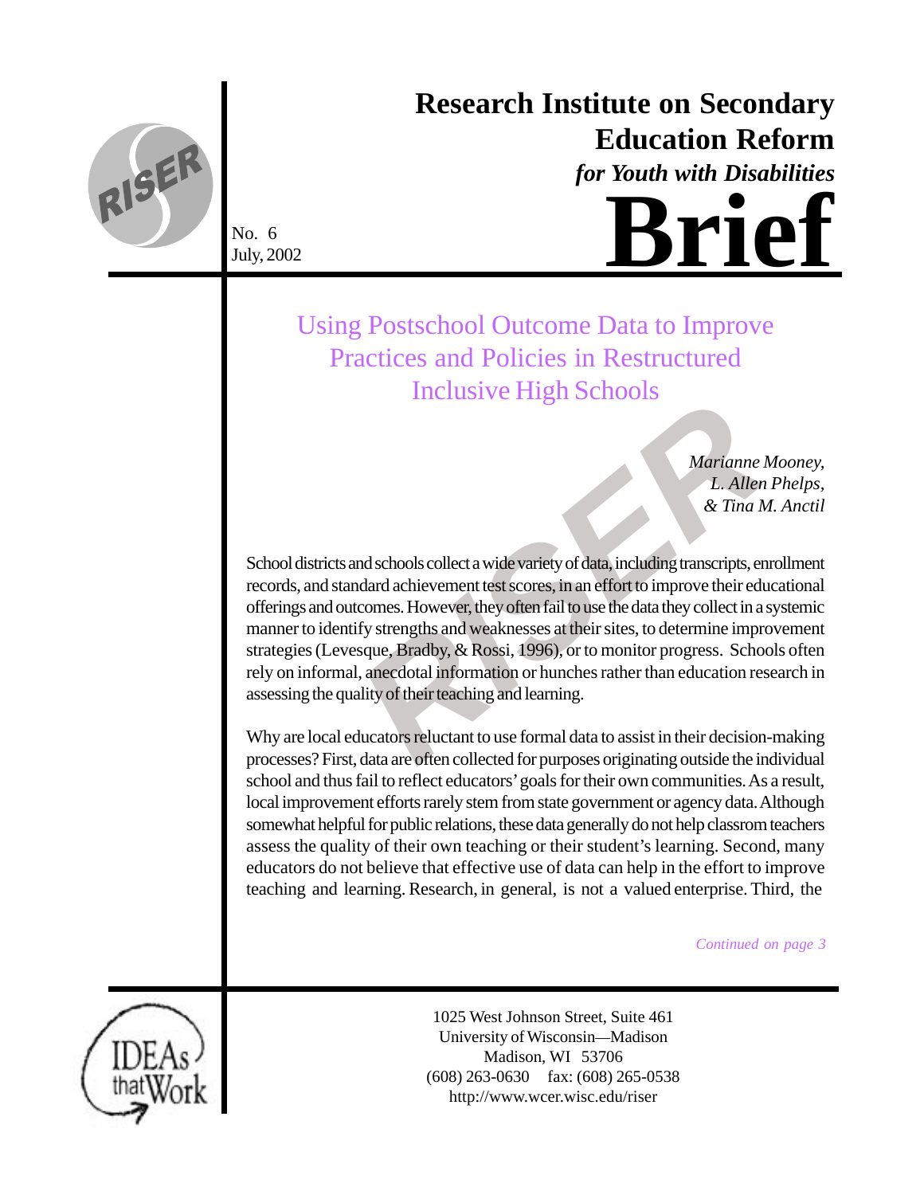# Research Institute on Secondary Education Reform

***for Youth with Disabilities***

# Brief

No. 6
July, 2002

## Using Postschool Outcome Data to Improve Practices and Policies in Restructured Inclusive High Schools

*Marianne Mooney,*
*L. Allen Phelps,*
*& Tina M. Anctil*

School districts and schools collect a wide variety of data, including transcripts, enrollment records, and standard achievement test scores, in an effort to improve their educational offerings and outcomes. However, they often fail to use the data they collect in a systemic manner to identify strengths and weaknesses at their sites, to determine improvement strategies (Levesque, Bradby, & Rossi, 1996), or to monitor progress. Schools often rely on informal, anecdotal information or hunches rather than education research in assessing the quality of their teaching and learning.

Why are local educators reluctant to use formal data to assist in their decision-making processes? First, data are often collected for purposes originating outside the individual school and thus fail to reflect educators' goals for their own communities. As a result, local improvement efforts rarely stem from state government or agency data. Although somewhat helpful for public relations, these data generally do not help classroom teachers assess the quality of their own teaching or their student's learning. Second, many educators do not believe that effective use of data can help in the effort to improve teaching and learning. Research, in general, is not a valued enterprise. Third, the

*Continued on page 3*

1025 West Johnson Street, Suite 461
University of Wisconsin—Madison
Madison, WI 53706
(608) 263-0630 fax: (608) 265-0538
http://www.wcer.wisc.edu/riser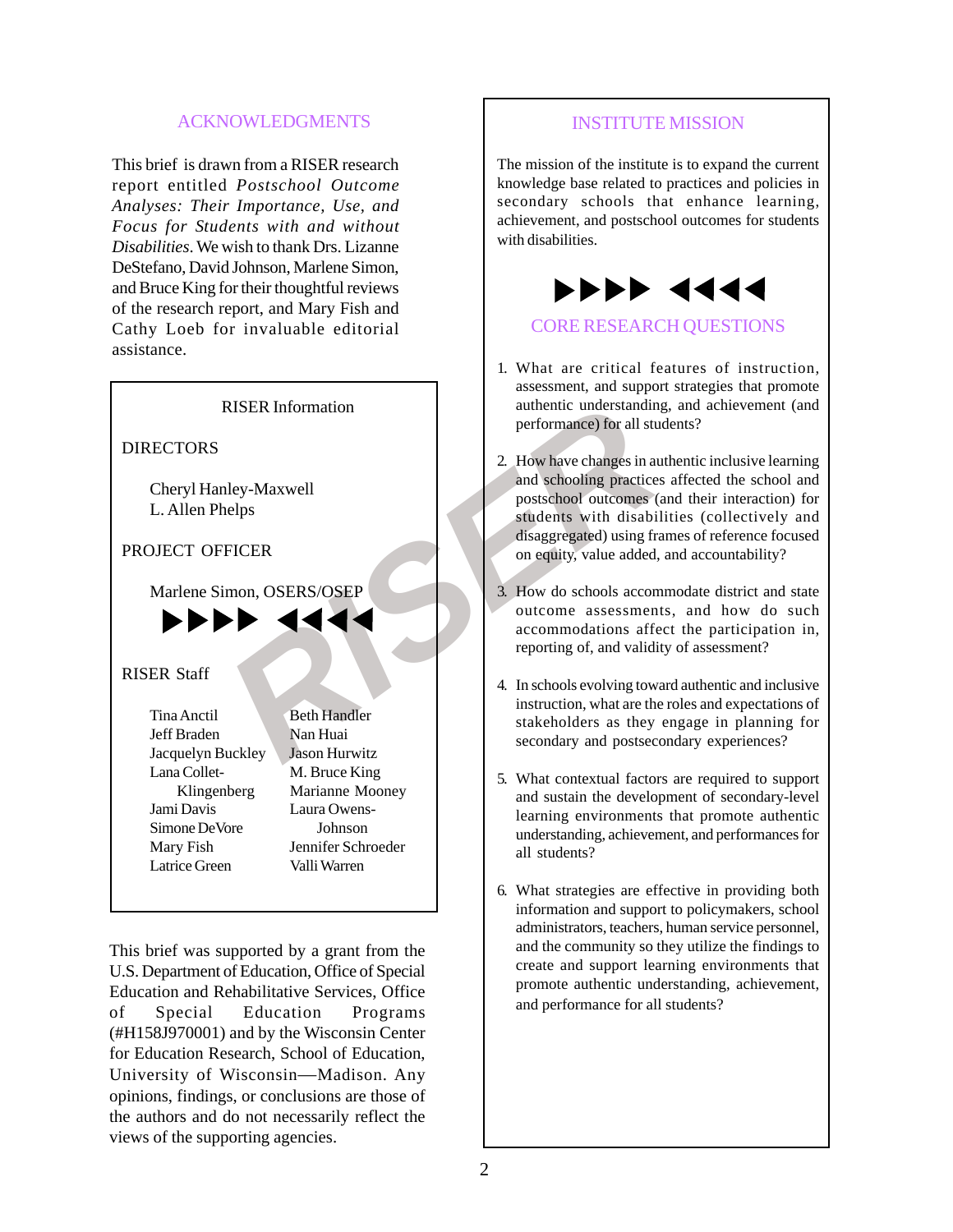## ACKNOWLEDGMENTS

This brief is drawn from a RISER research report entitled *Postschool Outcome Analyses: Their Importance, Use, and Focus for Students with and without Disabilities*. We wish to thank Drs. Lizanne DeStefano, David Johnson, Marlene Simon, and Bruce King for their thoughtful reviews of the research report, and Mary Fish and Cathy Loeb for invaluable editorial assistance.

RISER Information

DIRECTORS

Cheryl Hanley-Maxwell
L. Allen Phelps

PROJECT OFFICER

Marlene Simon, OSERS/OSEP

▶▶▶▶ ◀◀◀◀

RISER Staff

| | |
|---|---|
| Tina Anctil | Beth Handler |
| Jeff Braden | Nan Huai |
| Jacquelyn Buckley | Jason Hurwitz |
| Lana Collet-Klingenberg | M. Bruce King |
| Jami Davis | Marianne Mooney |
| Simone DeVore | Laura Owens-Johnson |
| Mary Fish | Jennifer Schroeder |
| Latrice Green | Valli Warren |

This brief was supported by a grant from the U.S. Department of Education, Office of Special Education and Rehabilitative Services, Office of Special Education Programs (#H158J970001) and by the Wisconsin Center for Education Research, School of Education, University of Wisconsin—Madison. Any opinions, findings, or conclusions are those of the authors and do not necessarily reflect the views of the supporting agencies.

## INSTITUTE MISSION

The mission of the institute is to expand the current knowledge base related to practices and policies in secondary schools that enhance learning, achievement, and postschool outcomes for students with disabilities.

▶▶▶▶ ◀◀◀◀

## CORE RESEARCH QUESTIONS

1. What are critical features of instruction, assessment, and support strategies that promote authentic understanding, and achievement (and performance) for all students?
2. How have changes in authentic inclusive learning and schooling practices affected the school and postschool outcomes (and their interaction) for students with disabilities (collectively and disaggregated) using frames of reference focused on equity, value added, and accountability?
3. How do schools accommodate district and state outcome assessments, and how do such accommodations affect the participation in, reporting of, and validity of assessment?
4. In schools evolving toward authentic and inclusive instruction, what are the roles and expectations of stakeholders as they engage in planning for secondary and postsecondary experiences?
5. What contextual factors are required to support and sustain the development of secondary-level learning environments that promote authentic understanding, achievement, and performances for all students?
6. What strategies are effective in providing both information and support to policymakers, school administrators, teachers, human service personnel, and the community so they utilize the findings to create and support learning environments that promote authentic understanding, achievement, and performance for all students?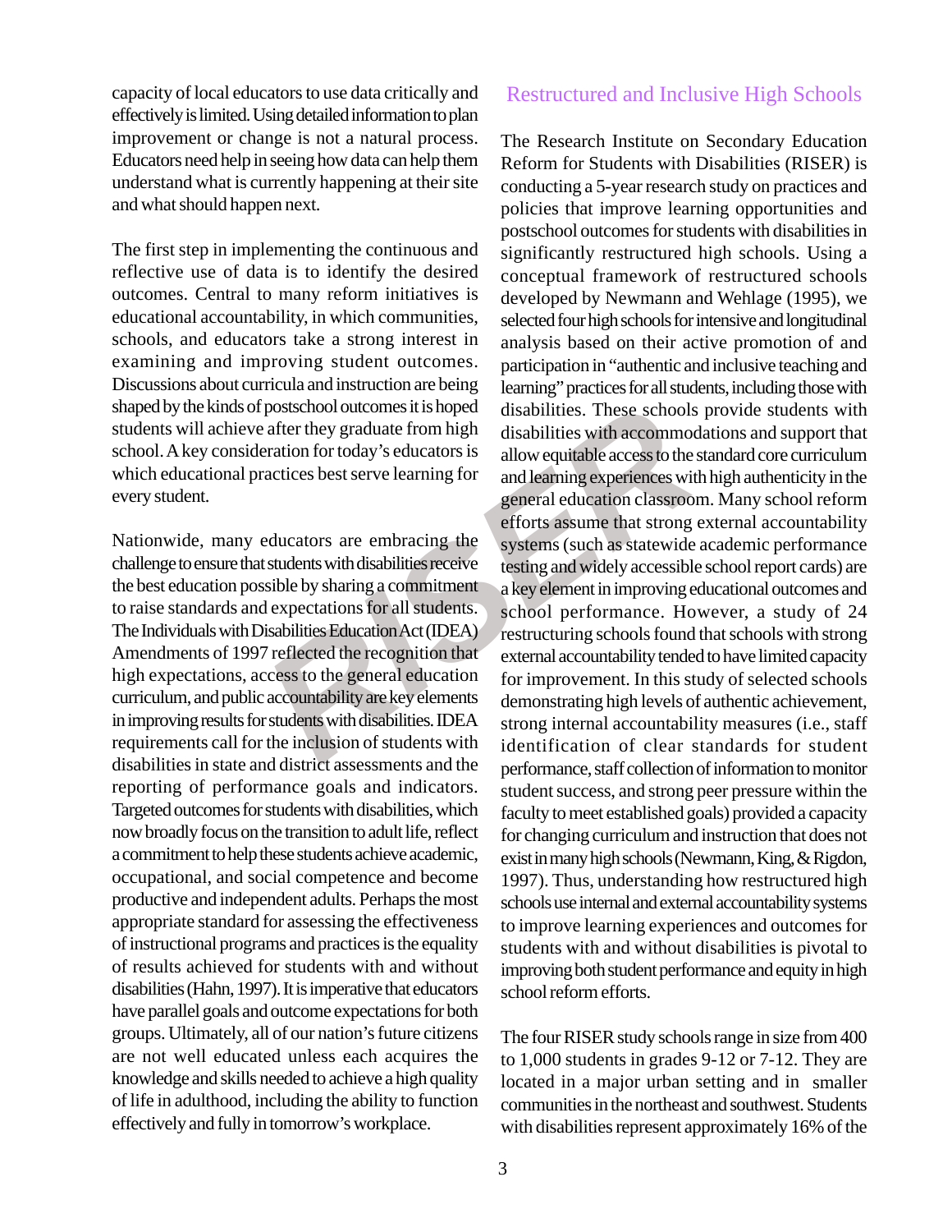capacity of local educators to use data critically and effectively is limited. Using detailed information to plan improvement or change is not a natural process. Educators need help in seeing how data can help them understand what is currently happening at their site and what should happen next.

The first step in implementing the continuous and reflective use of data is to identify the desired outcomes. Central to many reform initiatives is educational accountability, in which communities, schools, and educators take a strong interest in examining and improving student outcomes. Discussions about curricula and instruction are being shaped by the kinds of postschool outcomes it is hoped students will achieve after they graduate from high school. A key consideration for today's educators is which educational practices best serve learning for every student.

Nationwide, many educators are embracing the challenge to ensure that students with disabilities receive the best education possible by sharing a commitment to raise standards and expectations for all students. The Individuals with Disabilities Education Act (IDEA) Amendments of 1997 reflected the recognition that high expectations, access to the general education curriculum, and public accountability are key elements in improving results for students with disabilities. IDEA requirements call for the inclusion of students with disabilities in state and district assessments and the reporting of performance goals and indicators. Targeted outcomes for students with disabilities, which now broadly focus on the transition to adult life, reflect a commitment to help these students achieve academic, occupational, and social competence and become productive and independent adults. Perhaps the most appropriate standard for assessing the effectiveness of instructional programs and practices is the equality of results achieved for students with and without disabilities (Hahn, 1997). It is imperative that educators have parallel goals and outcome expectations for both groups. Ultimately, all of our nation's future citizens are not well educated unless each acquires the knowledge and skills needed to achieve a high quality of life in adulthood, including the ability to function effectively and fully in tomorrow's workplace.

## Restructured and Inclusive High Schools

The Research Institute on Secondary Education Reform for Students with Disabilities (RISER) is conducting a 5-year research study on practices and policies that improve learning opportunities and postschool outcomes for students with disabilities in significantly restructured high schools. Using a conceptual framework of restructured schools developed by Newmann and Wehlage (1995), we selected four high schools for intensive and longitudinal analysis based on their active promotion of and participation in "authentic and inclusive teaching and learning" practices for all students, including those with disabilities. These schools provide students with disabilities with accommodations and support that allow equitable access to the standard core curriculum and learning experiences with high authenticity in the general education classroom. Many school reform efforts assume that strong external accountability systems (such as statewide academic performance testing and widely accessible school report cards) are a key element in improving educational outcomes and school performance. However, a study of 24 restructuring schools found that schools with strong external accountability tended to have limited capacity for improvement. In this study of selected schools demonstrating high levels of authentic achievement, strong internal accountability measures (i.e., staff identification of clear standards for student performance, staff collection of information to monitor student success, and strong peer pressure within the faculty to meet established goals) provided a capacity for changing curriculum and instruction that does not exist in many high schools (Newmann, King, & Rigdon, 1997). Thus, understanding how restructured high schools use internal and external accountability systems to improve learning experiences and outcomes for students with and without disabilities is pivotal to improving both student performance and equity in high school reform efforts.

The four RISER study schools range in size from 400 to 1,000 students in grades 9-12 or 7-12. They are located in a major urban setting and in smaller communities in the northeast and southwest. Students with disabilities represent approximately 16% of the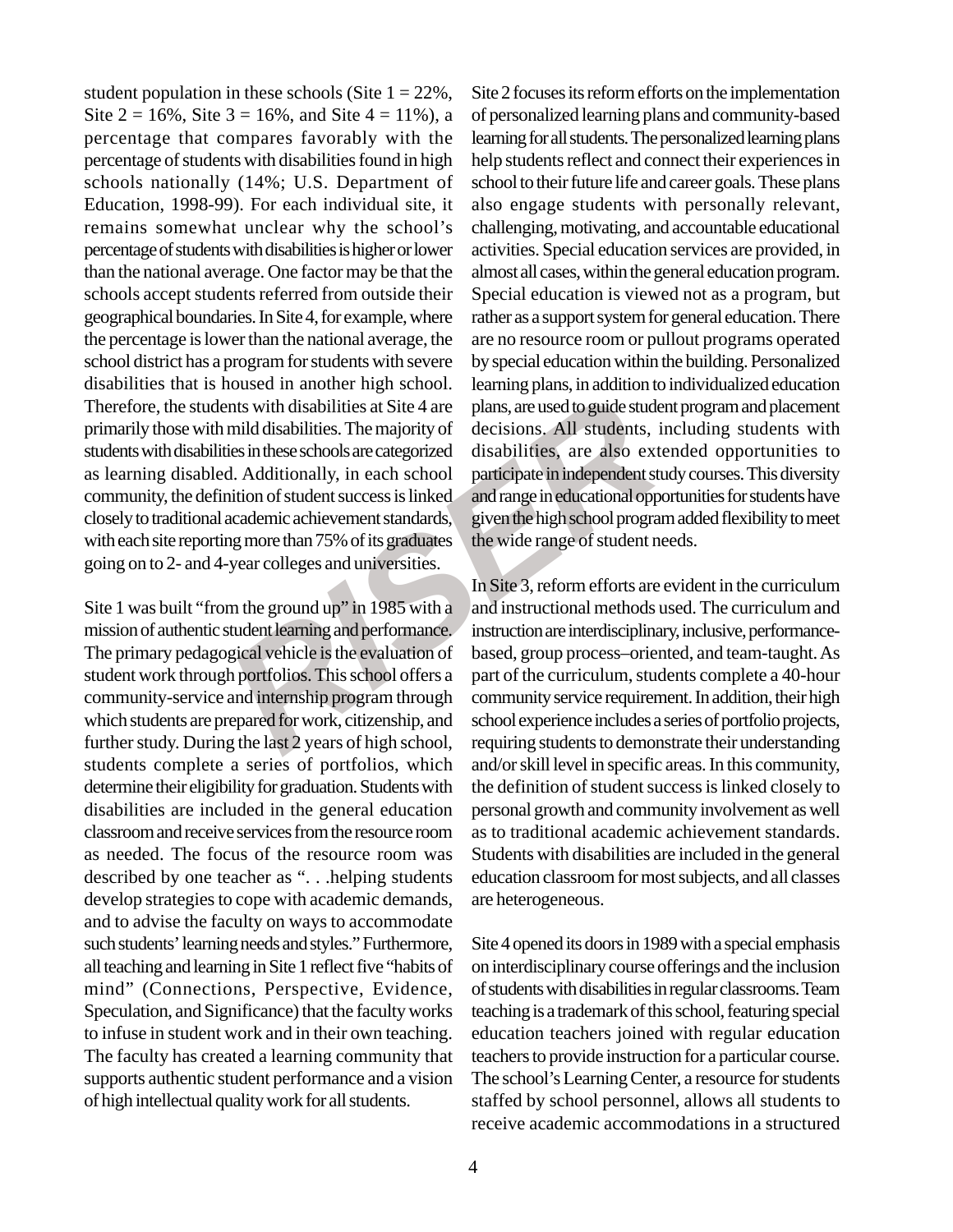student population in these schools (Site 1 = 22%, Site 2 = 16%, Site 3 = 16%, and Site 4 = 11%), a percentage that compares favorably with the percentage of students with disabilities found in high schools nationally (14%; U.S. Department of Education, 1998-99). For each individual site, it remains somewhat unclear why the school's percentage of students with disabilities is higher or lower than the national average. One factor may be that the schools accept students referred from outside their geographical boundaries. In Site 4, for example, where the percentage is lower than the national average, the school district has a program for students with severe disabilities that is housed in another high school. Therefore, the students with disabilities at Site 4 are primarily those with mild disabilities. The majority of students with disabilities in these schools are categorized as learning disabled. Additionally, in each school community, the definition of student success is linked closely to traditional academic achievement standards, with each site reporting more than 75% of its graduates going on to 2- and 4-year colleges and universities.

Site 1 was built "from the ground up" in 1985 with a mission of authentic student learning and performance. The primary pedagogical vehicle is the evaluation of student work through portfolios. This school offers a community-service and internship program through which students are prepared for work, citizenship, and further study. During the last 2 years of high school, students complete a series of portfolios, which determine their eligibility for graduation. Students with disabilities are included in the general education classroom and receive services from the resource room as needed. The focus of the resource room was described by one teacher as ". . .helping students develop strategies to cope with academic demands, and to advise the faculty on ways to accommodate such students' learning needs and styles." Furthermore, all teaching and learning in Site 1 reflect five "habits of mind" (Connections, Perspective, Evidence, Speculation, and Significance) that the faculty works to infuse in student work and in their own teaching. The faculty has created a learning community that supports authentic student performance and a vision of high intellectual quality work for all students.

Site 2 focuses its reform efforts on the implementation of personalized learning plans and community-based learning for all students. The personalized learning plans help students reflect and connect their experiences in school to their future life and career goals. These plans also engage students with personally relevant, challenging, motivating, and accountable educational activities. Special education services are provided, in almost all cases, within the general education program. Special education is viewed not as a program, but rather as a support system for general education. There are no resource room or pullout programs operated by special education within the building. Personalized learning plans, in addition to individualized education plans, are used to guide student program and placement decisions. All students, including students with disabilities, are also extended opportunities to participate in independent study courses. This diversity and range in educational opportunities for students have given the high school program added flexibility to meet the wide range of student needs.

In Site 3, reform efforts are evident in the curriculum and instructional methods used. The curriculum and instruction are interdisciplinary, inclusive, performance-based, group process–oriented, and team-taught. As part of the curriculum, students complete a 40-hour community service requirement. In addition, their high school experience includes a series of portfolio projects, requiring students to demonstrate their understanding and/or skill level in specific areas. In this community, the definition of student success is linked closely to personal growth and community involvement as well as to traditional academic achievement standards. Students with disabilities are included in the general education classroom for most subjects, and all classes are heterogeneous.

Site 4 opened its doors in 1989 with a special emphasis on interdisciplinary course offerings and the inclusion of students with disabilities in regular classrooms. Team teaching is a trademark of this school, featuring special education teachers joined with regular education teachers to provide instruction for a particular course. The school's Learning Center, a resource for students staffed by school personnel, allows all students to receive academic accommodations in a structured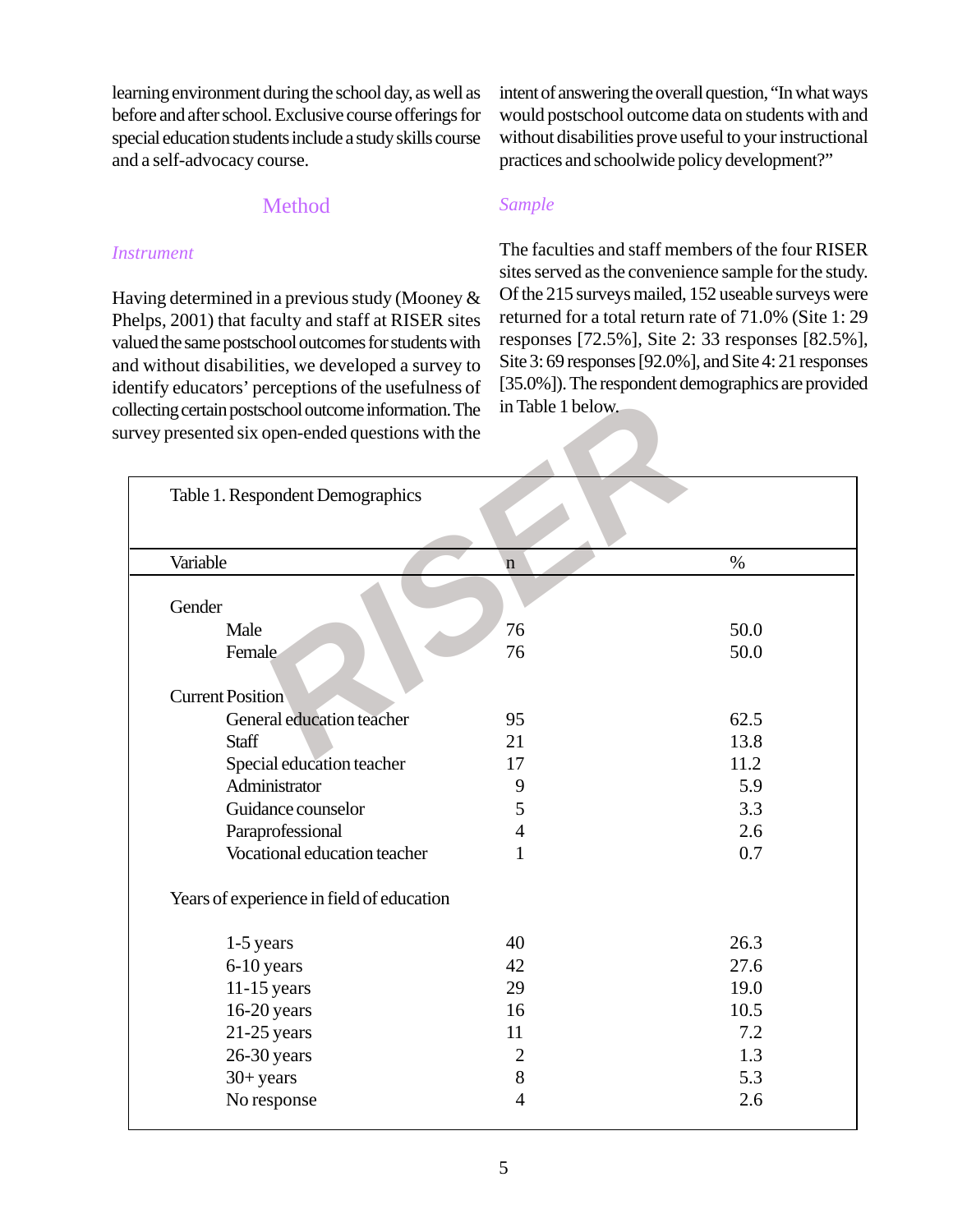learning environment during the school day, as well as before and after school. Exclusive course offerings for special education students include a study skills course and a self-advocacy course.

## Method

### *Instrument*

Having determined in a previous study (Mooney & Phelps, 2001) that faculty and staff at RISER sites valued the same postschool outcomes for students with and without disabilities, we developed a survey to identify educators' perceptions of the usefulness of collecting certain postschool outcome information. The survey presented six open-ended questions with the intent of answering the overall question, "In what ways would postschool outcome data on students with and without disabilities prove useful to your instructional practices and schoolwide policy development?"

### *Sample*

The faculties and staff members of the four RISER sites served as the convenience sample for the study. Of the 215 surveys mailed, 152 useable surveys were returned for a total return rate of 71.0% (Site 1: 29 responses [72.5%], Site 2: 33 responses [82.5%], Site 3: 69 responses [92.0%], and Site 4: 21 responses [35.0%]). The respondent demographics are provided in Table 1 below.

Table 1. Respondent Demographics

| Variable | n | % |
|---|---|---|
| **Gender** | | |
| Male | 76 | 50.0 |
| Female | 76 | 50.0 |
| **Current Position** | | |
| General education teacher | 95 | 62.5 |
| Staff | 21 | 13.8 |
| Special education teacher | 17 | 11.2 |
| Administrator | 9 | 5.9 |
| Guidance counselor | 5 | 3.3 |
| Paraprofessional | 4 | 2.6 |
| Vocational education teacher | 1 | 0.7 |
| **Years of experience in field of education** | | |
| 1-5 years | 40 | 26.3 |
| 6-10 years | 42 | 27.6 |
| 11-15 years | 29 | 19.0 |
| 16-20 years | 16 | 10.5 |
| 21-25 years | 11 | 7.2 |
| 26-30 years | 2 | 1.3 |
| 30+ years | 8 | 5.3 |
| No response | 4 | 2.6 |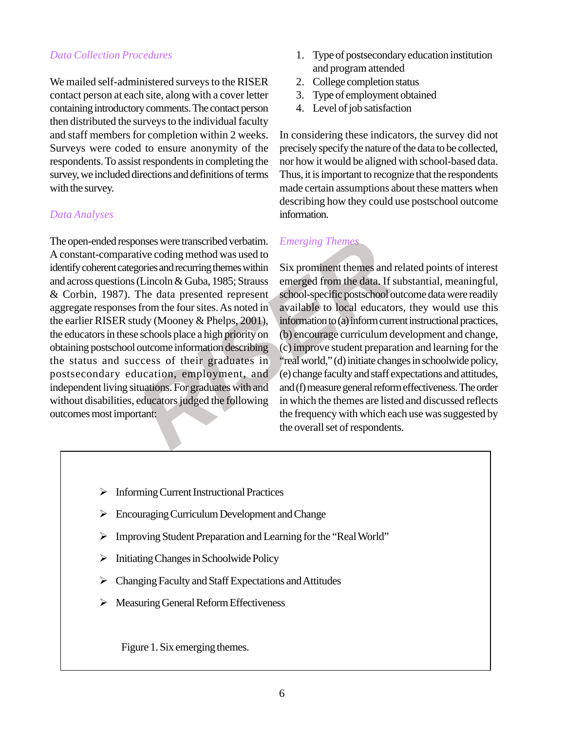### *Data Collection Procedures*

We mailed self-administered surveys to the RISER contact person at each site, along with a cover letter containing introductory comments. The contact person then distributed the surveys to the individual faculty and staff members for completion within 2 weeks. Surveys were coded to ensure anonymity of the respondents. To assist respondents in completing the survey, we included directions and definitions of terms with the survey.

### *Data Analyses*

The open-ended responses were transcribed verbatim. A constant-comparative coding method was used to identify coherent categories and recurring themes within and across questions (Lincoln & Guba, 1985; Strauss & Corbin, 1987). The data presented represent aggregate responses from the four sites. As noted in the earlier RISER study (Mooney & Phelps, 2001), the educators in these schools place a high priority on obtaining postschool outcome information describing the status and success of their graduates in postsecondary education, employment, and independent living situations. For graduates with and without disabilities, educators judged the following outcomes most important:

1. Type of postsecondary education institution and program attended
2. College completion status
3. Type of employment obtained
4. Level of job satisfaction

In considering these indicators, the survey did not precisely specify the nature of the data to be collected, nor how it would be aligned with school-based data. Thus, it is important to recognize that the respondents made certain assumptions about these matters when describing how they could use postschool outcome information.

### *Emerging Themes*

Six prominent themes and related points of interest emerged from the data. If substantial, meaningful, school-specific postschool outcome data were readily available to local educators, they would use this information to (a) inform current instructional practices, (b) encourage curriculum development and change, (c) improve student preparation and learning for the "real world," (d) initiate changes in schoolwide policy, (e) change faculty and staff expectations and attitudes, and (f) measure general reform effectiveness. The order in which the themes are listed and discussed reflects the frequency with which each use was suggested by the overall set of respondents.

- Informing Current Instructional Practices
- Encouraging Curriculum Development and Change
- Improving Student Preparation and Learning for the "Real World"
- Initiating Changes in Schoolwide Policy
- Changing Faculty and Staff Expectations and Attitudes
- Measuring General Reform Effectiveness

Figure 1. Six emerging themes.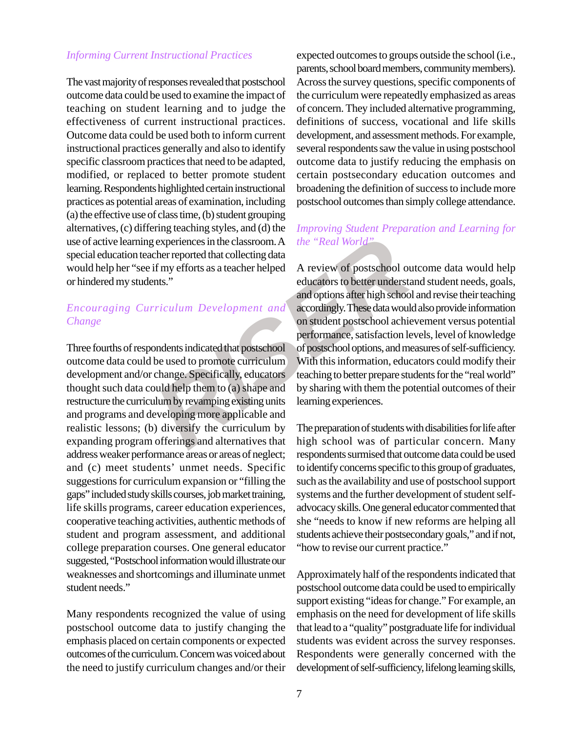### *Informing Current Instructional Practices*

The vast majority of responses revealed that postschool outcome data could be used to examine the impact of teaching on student learning and to judge the effectiveness of current instructional practices. Outcome data could be used both to inform current instructional practices generally and also to identify specific classroom practices that need to be adapted, modified, or replaced to better promote student learning. Respondents highlighted certain instructional practices as potential areas of examination, including (a) the effective use of class time, (b) student grouping alternatives, (c) differing teaching styles, and (d) the use of active learning experiences in the classroom. A special education teacher reported that collecting data would help her "see if my efforts as a teacher helped or hindered my students."

### *Encouraging Curriculum Development and Change*

Three fourths of respondents indicated that postschool outcome data could be used to promote curriculum development and/or change. Specifically, educators thought such data could help them to (a) shape and restructure the curriculum by revamping existing units and programs and developing more applicable and realistic lessons; (b) diversify the curriculum by expanding program offerings and alternatives that address weaker performance areas or areas of neglect; and (c) meet students' unmet needs. Specific suggestions for curriculum expansion or "filling the gaps" included study skills courses, job market training, life skills programs, career education experiences, cooperative teaching activities, authentic methods of student and program assessment, and additional college preparation courses. One general educator suggested, "Postschool information would illustrate our weaknesses and shortcomings and illuminate unmet student needs."

Many respondents recognized the value of using postschool outcome data to justify changing the emphasis placed on certain components or expected outcomes of the curriculum. Concern was voiced about the need to justify curriculum changes and/or their expected outcomes to groups outside the school (i.e., parents, school board members, community members). Across the survey questions, specific components of the curriculum were repeatedly emphasized as areas of concern. They included alternative programming, definitions of success, vocational and life skills development, and assessment methods. For example, several respondents saw the value in using postschool outcome data to justify reducing the emphasis on certain postsecondary education outcomes and broadening the definition of success to include more postschool outcomes than simply college attendance.

### *Improving Student Preparation and Learning for the "Real World"*

A review of postschool outcome data would help educators to better understand student needs, goals, and options after high school and revise their teaching accordingly. These data would also provide information on student postschool achievement versus potential performance, satisfaction levels, level of knowledge of postschool options, and measures of self-sufficiency. With this information, educators could modify their teaching to better prepare students for the "real world" by sharing with them the potential outcomes of their learning experiences.

The preparation of students with disabilities for life after high school was of particular concern. Many respondents surmised that outcome data could be used to identify concerns specific to this group of graduates, such as the availability and use of postschool support systems and the further development of student self-advocacy skills. One general educator commented that she "needs to know if new reforms are helping all students achieve their postsecondary goals," and if not, "how to revise our current practice."

Approximately half of the respondents indicated that postschool outcome data could be used to empirically support existing "ideas for change." For example, an emphasis on the need for development of life skills that lead to a "quality" postgraduate life for individual students was evident across the survey responses. Respondents were generally concerned with the development of self-sufficiency, lifelong learning skills,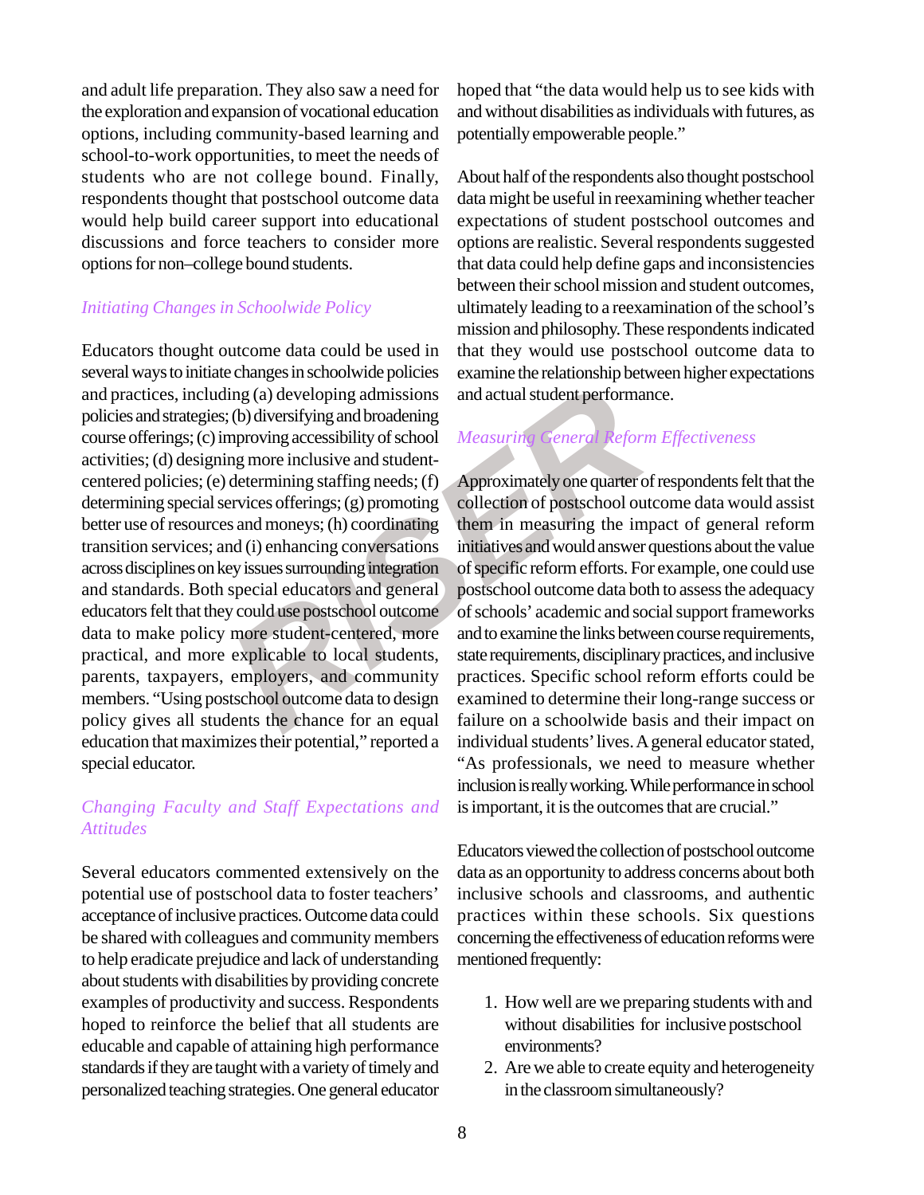and adult life preparation. They also saw a need for the exploration and expansion of vocational education options, including community-based learning and school-to-work opportunities, to meet the needs of students who are not college bound. Finally, respondents thought that postschool outcome data would help build career support into educational discussions and force teachers to consider more options for non–college bound students.

### *Initiating Changes in Schoolwide Policy*

Educators thought outcome data could be used in several ways to initiate changes in schoolwide policies and practices, including (a) developing admissions policies and strategies; (b) diversifying and broadening course offerings; (c) improving accessibility of school activities; (d) designing more inclusive and student-centered policies; (e) determining staffing needs; (f) determining special services offerings; (g) promoting better use of resources and moneys; (h) coordinating transition services; and (i) enhancing conversations across disciplines on key issues surrounding integration and standards. Both special educators and general educators felt that they could use postschool outcome data to make policy more student-centered, more practical, and more explicable to local students, parents, taxpayers, employers, and community members. "Using postschool outcome data to design policy gives all students the chance for an equal education that maximizes their potential," reported a special educator.

### *Changing Faculty and Staff Expectations and Attitudes*

Several educators commented extensively on the potential use of postschool data to foster teachers' acceptance of inclusive practices. Outcome data could be shared with colleagues and community members to help eradicate prejudice and lack of understanding about students with disabilities by providing concrete examples of productivity and success. Respondents hoped to reinforce the belief that all students are educable and capable of attaining high performance standards if they are taught with a variety of timely and personalized teaching strategies. One general educator hoped that "the data would help us to see kids with and without disabilities as individuals with futures, as potentially empowerable people."

About half of the respondents also thought postschool data might be useful in reexamining whether teacher expectations of student postschool outcomes and options are realistic. Several respondents suggested that data could help define gaps and inconsistencies between their school mission and student outcomes, ultimately leading to a reexamination of the school's mission and philosophy. These respondents indicated that they would use postschool outcome data to examine the relationship between higher expectations and actual student performance.

### *Measuring General Reform Effectiveness*

Approximately one quarter of respondents felt that the collection of postschool outcome data would assist them in measuring the impact of general reform initiatives and would answer questions about the value of specific reform efforts. For example, one could use postschool outcome data both to assess the adequacy of schools' academic and social support frameworks and to examine the links between course requirements, state requirements, disciplinary practices, and inclusive practices. Specific school reform efforts could be examined to determine their long-range success or failure on a schoolwide basis and their impact on individual students' lives. A general educator stated, "As professionals, we need to measure whether inclusion is really working. While performance in school is important, it is the outcomes that are crucial."

Educators viewed the collection of postschool outcome data as an opportunity to address concerns about both inclusive schools and classrooms, and authentic practices within these schools. Six questions concerning the effectiveness of education reforms were mentioned frequently:

1. How well are we preparing students with and without disabilities for inclusive postschool environments?
2. Are we able to create equity and heterogeneity in the classroom simultaneously?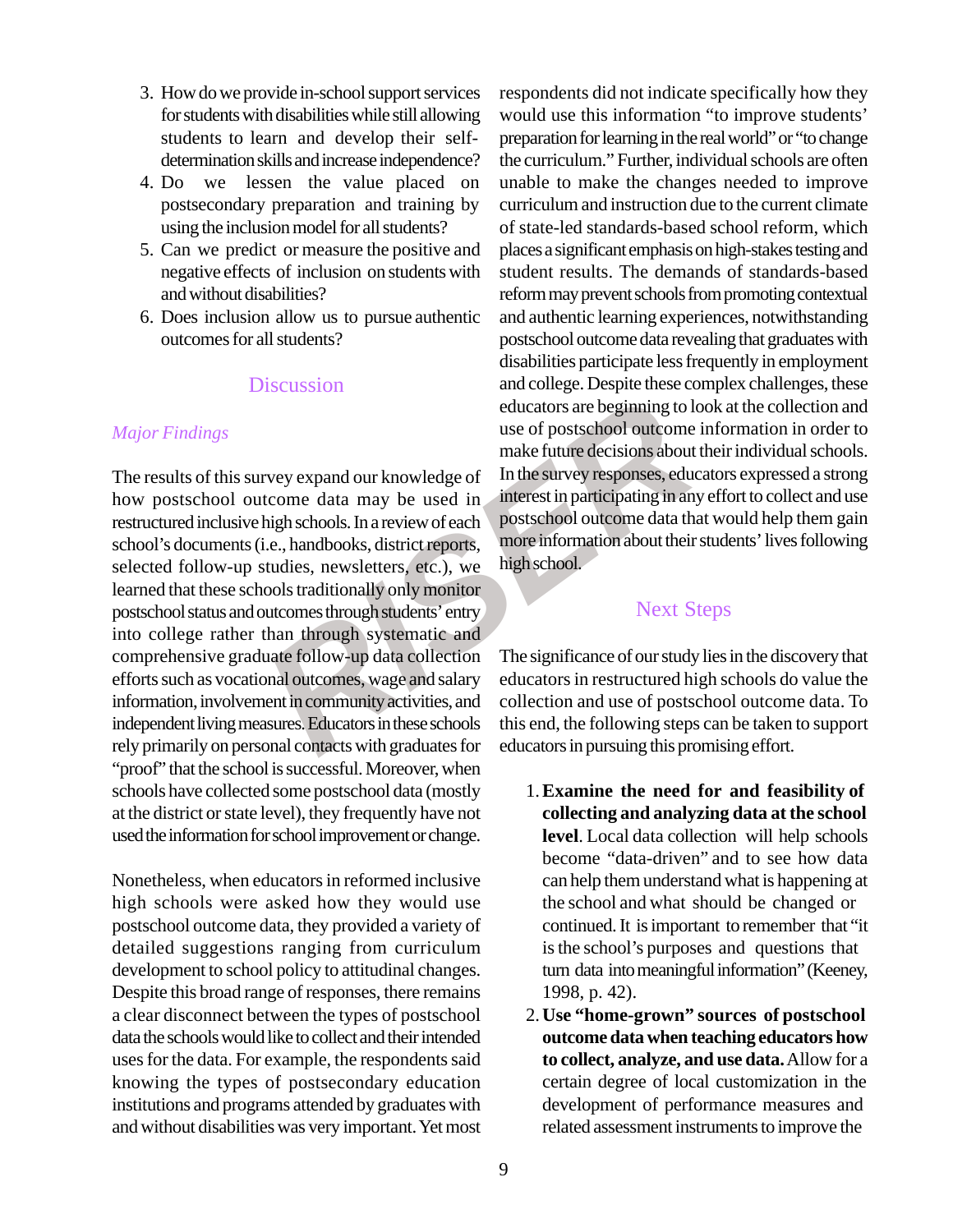3. How do we provide in-school support services for students with disabilities while still allowing students to learn and develop their self-determination skills and increase independence?
4. Do we lessen the value placed on postsecondary preparation and training by using the inclusion model for all students?
5. Can we predict or measure the positive and negative effects of inclusion on students with and without disabilities?
6. Does inclusion allow us to pursue authentic outcomes for all students?

## Discussion

### *Major Findings*

The results of this survey expand our knowledge of how postschool outcome data may be used in restructured inclusive high schools. In a review of each school's documents (i.e., handbooks, district reports, selected follow-up studies, newsletters, etc.), we learned that these schools traditionally only monitor postschool status and outcomes through students' entry into college rather than through systematic and comprehensive graduate follow-up data collection efforts such as vocational outcomes, wage and salary information, involvement in community activities, and independent living measures. Educators in these schools rely primarily on personal contacts with graduates for "proof" that the school is successful. Moreover, when schools have collected some postschool data (mostly at the district or state level), they frequently have not used the information for school improvement or change.

Nonetheless, when educators in reformed inclusive high schools were asked how they would use postschool outcome data, they provided a variety of detailed suggestions ranging from curriculum development to school policy to attitudinal changes. Despite this broad range of responses, there remains a clear disconnect between the types of postschool data the schools would like to collect and their intended uses for the data. For example, the respondents said knowing the types of postsecondary education institutions and programs attended by graduates with and without disabilities was very important. Yet most respondents did not indicate specifically how they would use this information "to improve students' preparation for learning in the real world" or "to change the curriculum." Further, individual schools are often unable to make the changes needed to improve curriculum and instruction due to the current climate of state-led standards-based school reform, which places a significant emphasis on high-stakes testing and student results. The demands of standards-based reform may prevent schools from promoting contextual and authentic learning experiences, notwithstanding postschool outcome data revealing that graduates with disabilities participate less frequently in employment and college. Despite these complex challenges, these educators are beginning to look at the collection and use of postschool outcome information in order to make future decisions about their individual schools. In the survey responses, educators expressed a strong interest in participating in any effort to collect and use postschool outcome data that would help them gain more information about their students' lives following high school.

## Next Steps

The significance of our study lies in the discovery that educators in restructured high schools do value the collection and use of postschool outcome data. To this end, the following steps can be taken to support educators in pursuing this promising effort.

1. **Examine the need for and feasibility of collecting and analyzing data at the school level**. Local data collection will help schools become "data-driven" and to see how data can help them understand what is happening at the school and what should be changed or continued. It is important to remember that "it is the school's purposes and questions that turn data into meaningful information" (Keeney, 1998, p. 42).
2. **Use "home-grown" sources of postschool outcome data when teaching educators how to collect, analyze, and use data.** Allow for a certain degree of local customization in the development of performance measures and related assessment instruments to improve the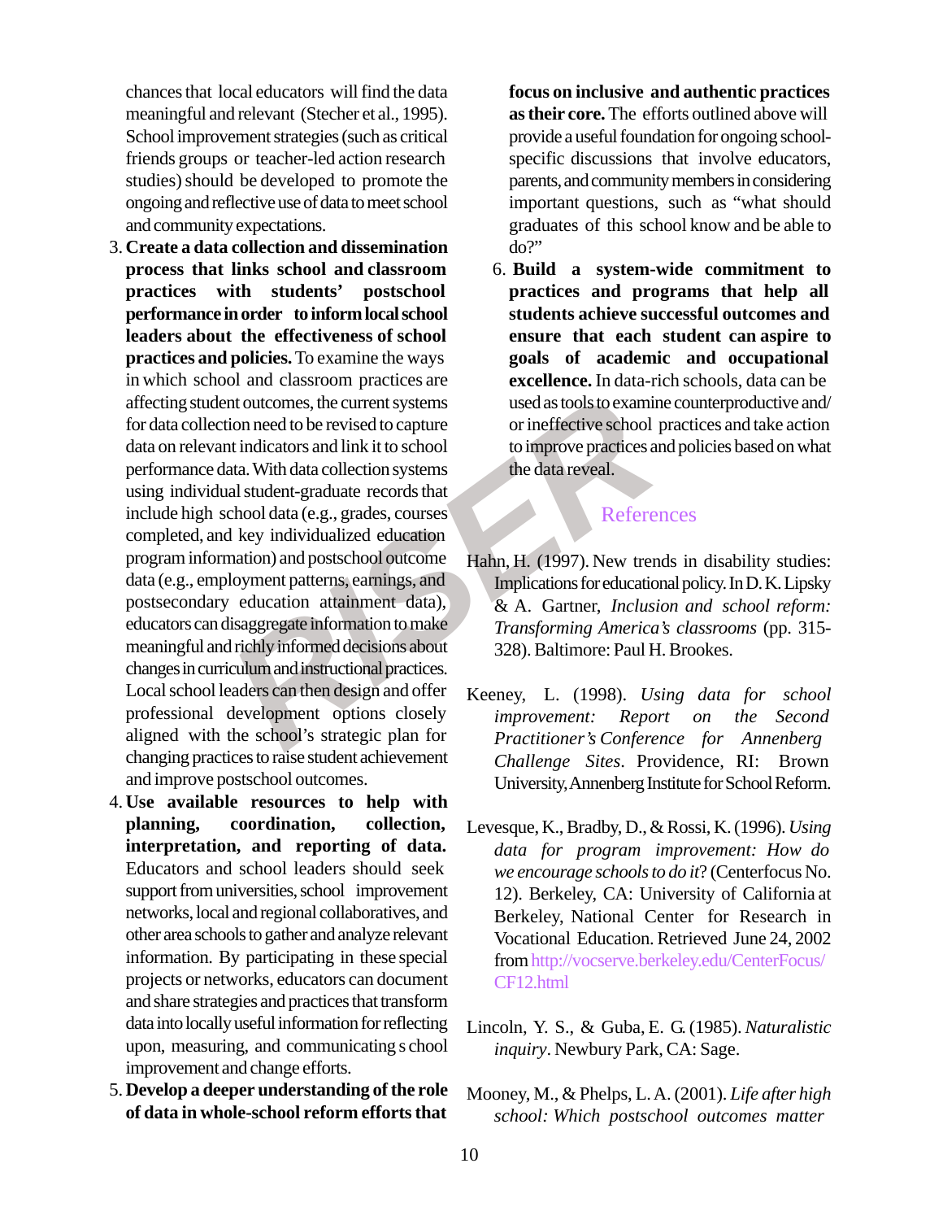chances that local educators will find the data meaningful and relevant (Stecher et al., 1995). School improvement strategies (such as critical friends groups or teacher-led action research studies) should be developed to promote the ongoing and reflective use of data to meet school and community expectations.

3. **Create a data collection and dissemination process that links school and classroom practices with students' postschool performance in order to inform local school leaders about the effectiveness of school practices and policies.** To examine the ways in which school and classroom practices are affecting student outcomes, the current systems for data collection need to be revised to capture data on relevant indicators and link it to school performance data. With data collection systems using individual student-graduate records that include high school data (e.g., grades, courses completed, and key individualized education program information) and postschool outcome data (e.g., employment patterns, earnings, and postsecondary education attainment data), educators can disaggregate information to make meaningful and richly informed decisions about changes in curriculum and instructional practices. Local school leaders can then design and offer professional development options closely aligned with the school's strategic plan for changing practices to raise student achievement and improve postschool outcomes.
4. **Use available resources to help with planning, coordination, collection, interpretation, and reporting of data.** Educators and school leaders should seek support from universities, school improvement networks, local and regional collaboratives, and other area schools to gather and analyze relevant information. By participating in these special projects or networks, educators can document and share strategies and practices that transform data into locally useful information for reflecting upon, measuring, and communicating s chool improvement and change efforts.
5. **Develop a deeper understanding of the role of data in whole-school reform efforts that focus on inclusive and authentic practices as their core.** The efforts outlined above will provide a useful foundation for ongoing school-specific discussions that involve educators, parents, and community members in considering important questions, such as "what should graduates of this school know and be able to do?"
6. **Build a system-wide commitment to practices and programs that help all students achieve successful outcomes and ensure that each student can aspire to goals of academic and occupational excellence.** In data-rich schools, data can be used as tools to examine counterproductive and/or ineffective school practices and take action to improve practices and policies based on what the data reveal.

## References

Hahn, H. (1997). New trends in disability studies: Implications for educational policy. In D. K. Lipsky & A. Gartner, *Inclusion and school reform: Transforming America's classrooms* (pp. 315-328). Baltimore: Paul H. Brookes.

Keeney, L. (1998). *Using data for school improvement: Report on the Second Practitioner's Conference for Annenberg Challenge Sites*. Providence, RI: Brown University, Annenberg Institute for School Reform.

Levesque, K., Bradby, D., & Rossi, K. (1996). *Using data for program improvement: How do we encourage schools to do it*? (Centerfocus No. 12). Berkeley, CA: University of California at Berkeley, National Center for Research in Vocational Education. Retrieved June 24, 2002 from http://vocserve.berkeley.edu/CenterFocus/CF12.html

Lincoln, Y. S., & Guba, E. G. (1985). *Naturalistic inquiry*. Newbury Park, CA: Sage.

Mooney, M., & Phelps, L. A. (2001). *Life after high school: Which postschool outcomes matter*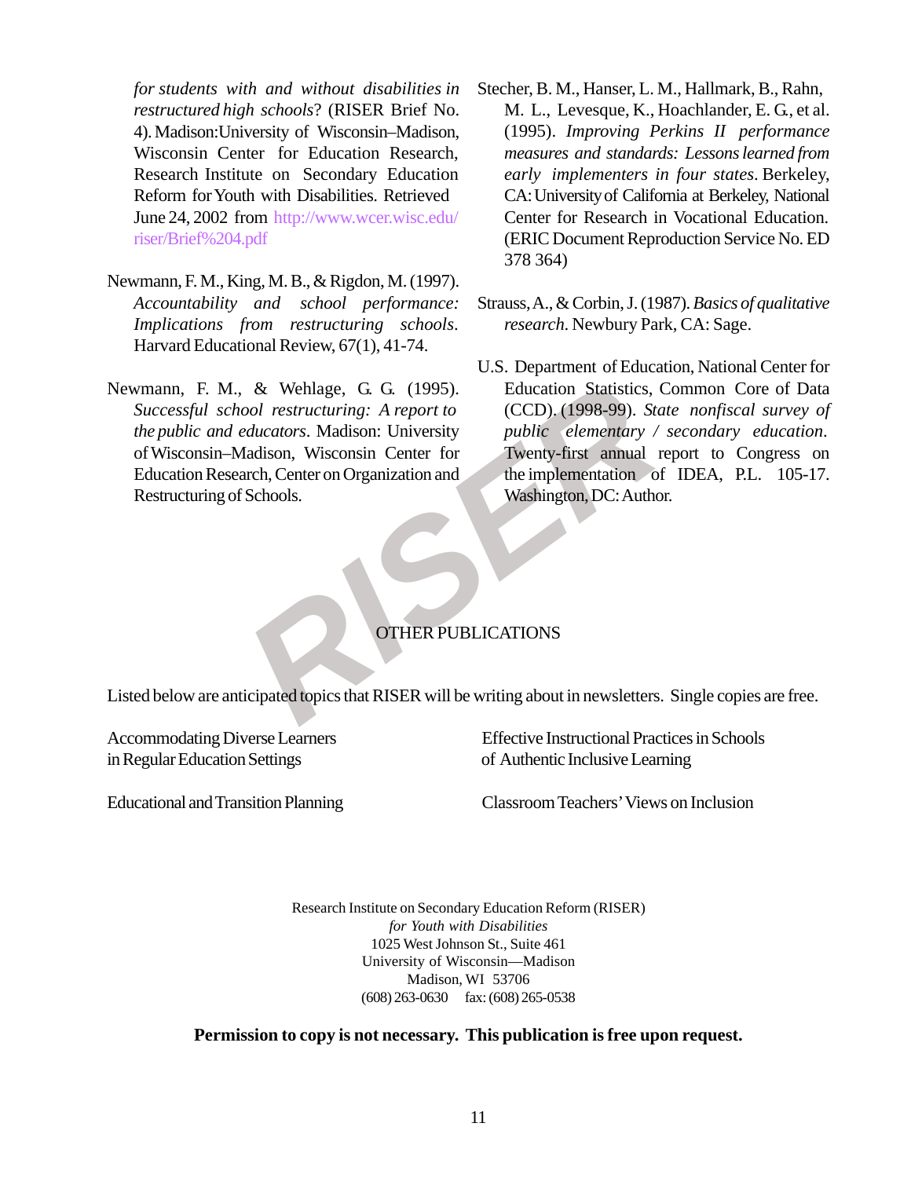*for students with and without disabilities in restructured high schools*? (RISER Brief No. 4). Madison:University of Wisconsin–Madison, Wisconsin Center for Education Research, Research Institute on Secondary Education Reform for Youth with Disabilities. Retrieved June 24, 2002 from http://www.wcer.wisc.edu/riser/Brief%204.pdf

Newmann, F. M., King, M. B., & Rigdon, M. (1997). *Accountability and school performance: Implications from restructuring schools*. Harvard Educational Review, 67(1), 41-74.

Newmann, F. M., & Wehlage, G. G. (1995). *Successful school restructuring: A report to the public and educators*. Madison: University of Wisconsin–Madison, Wisconsin Center for Education Research, Center on Organization and Restructuring of Schools.

Stecher, B. M., Hanser, L. M., Hallmark, B., Rahn, M. L., Levesque, K., Hoachlander, E. G., et al. (1995). *Improving Perkins II performance measures and standards: Lessons learned from early implementers in four states*. Berkeley, CA: University of California at Berkeley, National Center for Research in Vocational Education. (ERIC Document Reproduction Service No. ED 378 364)

Strauss, A., & Corbin, J. (1987). *Basics of qualitative research*. Newbury Park, CA: Sage.

U.S. Department of Education, National Center for Education Statistics, Common Core of Data (CCD). (1998-99). *State nonfiscal survey of public elementary / secondary education*. Twenty-first annual report to Congress on the implementation of IDEA, P.L. 105-17. Washington, DC: Author.

## OTHER PUBLICATIONS

Listed below are anticipated topics that RISER will be writing about in newsletters. Single copies are free.

Accommodating Diverse Learners in Regular Education Settings

Educational and Transition Planning

Effective Instructional Practices in Schools of Authentic Inclusive Learning

Classroom Teachers' Views on Inclusion

Research Institute on Secondary Education Reform (RISER)
*for Youth with Disabilities*
1025 West Johnson St., Suite 461
University of Wisconsin—Madison
Madison, WI 53706
(608) 263-0630 fax: (608) 265-0538

**Permission to copy is not necessary. This publication is free upon request.**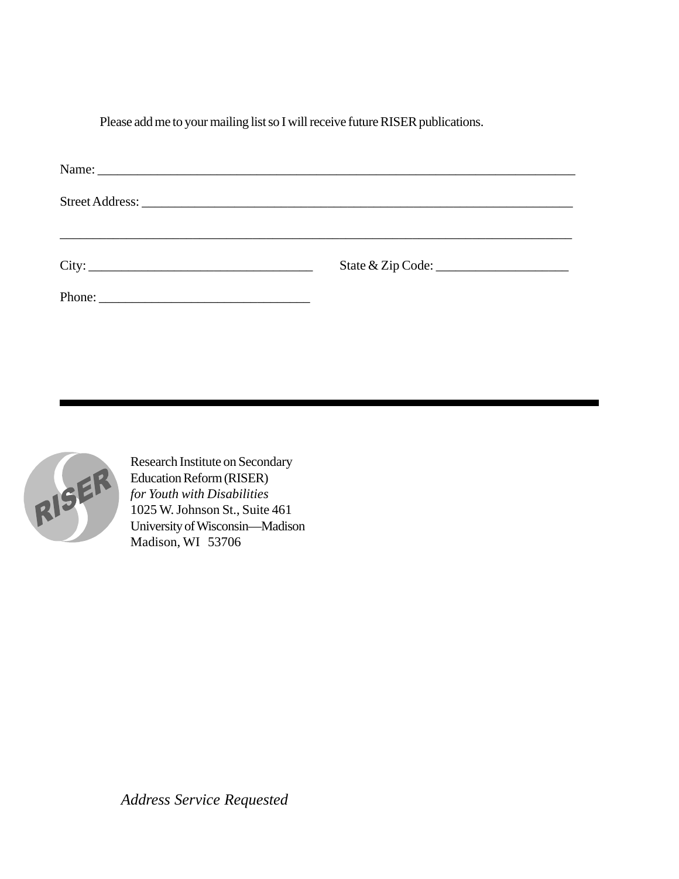Please add me to your mailing list so I will receive future RISER publications.

Name: ___________________________________________________________________________

Street Address: ____________________________________________________________________

________________________________________________________________________________

City: ___________________________________ State & Zip Code: _____________________

Phone: ________________________________

---

RISER

Research Institute on Secondary
Education Reform (RISER)
*for Youth with Disabilities*
1025 W. Johnson St., Suite 461
University of Wisconsin—Madison
Madison, WI 53706

*Address Service Requested*